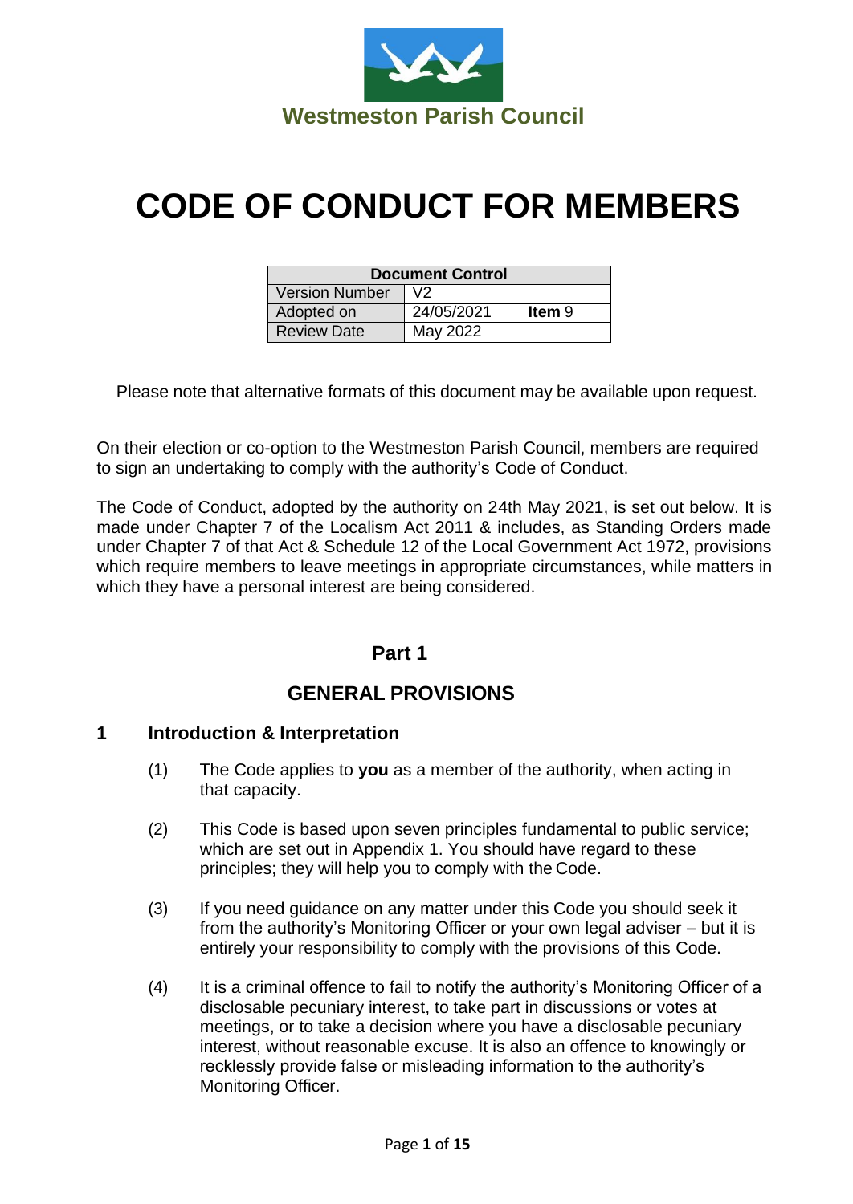Westmeston Parish Council

# CODE OF CONDUCT FOR MEMBERS

| Document Control | | |
|---|---|---|
| Version Number | V2 | |
| Adopted on | 24/05/2021 | **Item** 9 |
| Review Date | May 2022 | |

Please note that alternative formats of this document may be available upon request.

On their election or co-option to the Westmeston Parish Council, members are required to sign an undertaking to comply with the authority's Code of Conduct.

The Code of Conduct, adopted by the authority on 24th May 2021, is set out below. It is made under Chapter 7 of the Localism Act 2011 & includes, as Standing Orders made under Chapter 7 of that Act & Schedule 12 of the Local Government Act 1972, provisions which require members to leave meetings in appropriate circumstances, while matters in which they have a personal interest are being considered.

## Part 1

## GENERAL PROVISIONS

### 1 Introduction & Interpretation

(1) The Code applies to **you** as a member of the authority, when acting in that capacity.

(2) This Code is based upon seven principles fundamental to public service; which are set out in Appendix 1. You should have regard to these principles; they will help you to comply with the Code.

(3) If you need guidance on any matter under this Code you should seek it from the authority's Monitoring Officer or your own legal adviser – but it is entirely your responsibility to comply with the provisions of this Code.

(4) It is a criminal offence to fail to notify the authority's Monitoring Officer of a disclosable pecuniary interest, to take part in discussions or votes at meetings, or to take a decision where you have a disclosable pecuniary interest, without reasonable excuse. It is also an offence to knowingly or recklessly provide false or misleading information to the authority's Monitoring Officer.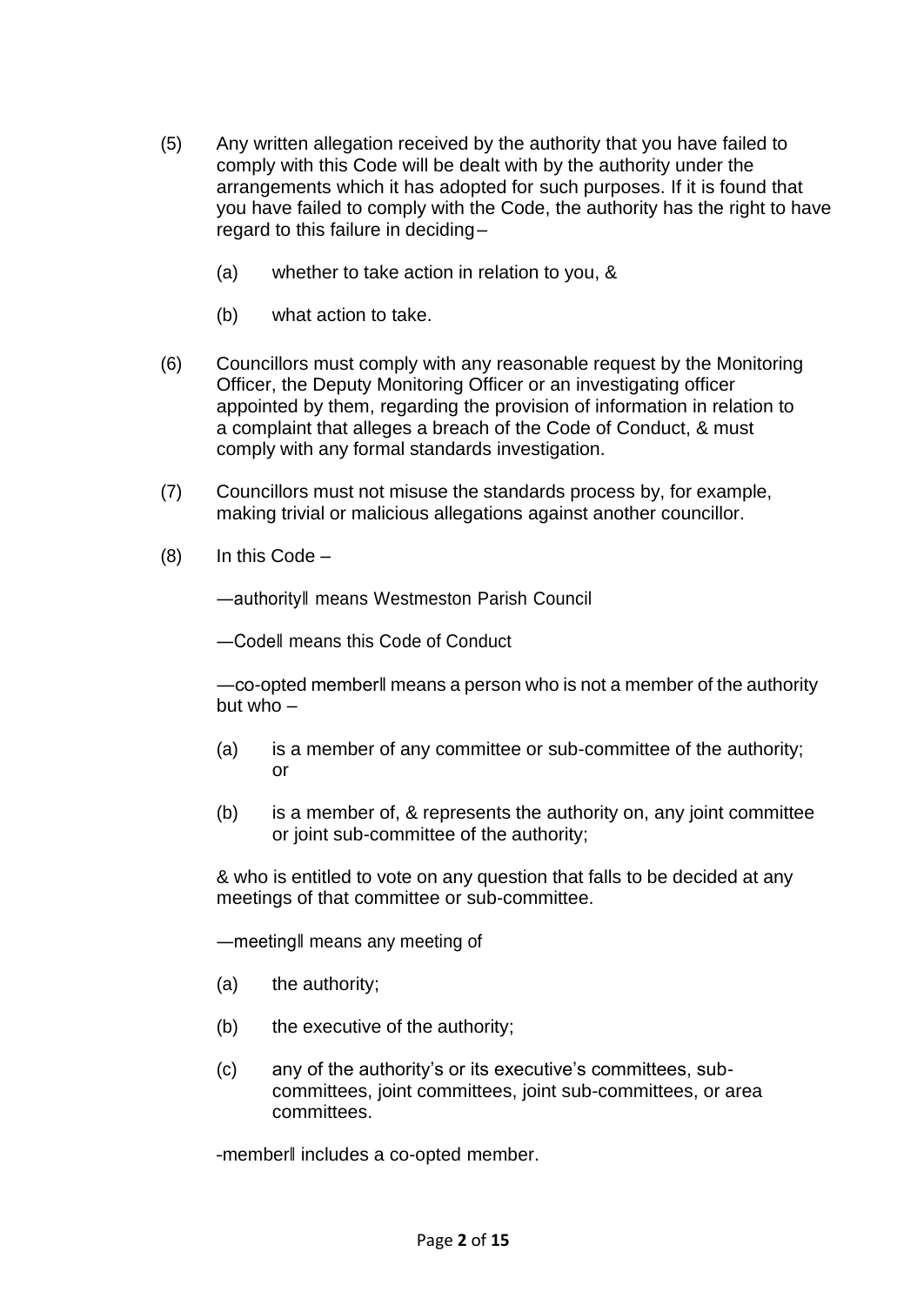(5) Any written allegation received by the authority that you have failed to comply with this Code will be dealt with by the authority under the arrangements which it has adopted for such purposes. If it is found that you have failed to comply with the Code, the authority has the right to have regard to this failure in deciding –

  (a) whether to take action in relation to you, &

  (b) what action to take.

(6) Councillors must comply with any reasonable request by the Monitoring Officer, the Deputy Monitoring Officer or an investigating officer appointed by them, regarding the provision of information in relation to a complaint that alleges a breach of the Code of Conduct, & must comply with any formal standards investigation.

(7) Councillors must not misuse the standards process by, for example, making trivial or malicious allegations against another councillor.

(8) In this Code –

  ―authority‖ means Westmeston Parish Council

  ―Code‖ means this Code of Conduct

  ―co-opted member‖ means a person who is not a member of the authority but who –

  (a) is a member of any committee or sub-committee of the authority; or

  (b) is a member of, & represents the authority on, any joint committee or joint sub-committee of the authority;

  & who is entitled to vote on any question that falls to be decided at any meetings of that committee or sub-committee.

  ―meeting‖ means any meeting of

  (a) the authority;

  (b) the executive of the authority;

  (c) any of the authority's or its executive's committees, sub-committees, joint committees, joint sub-committees, or area committees.

  ‐member‖ includes a co-opted member.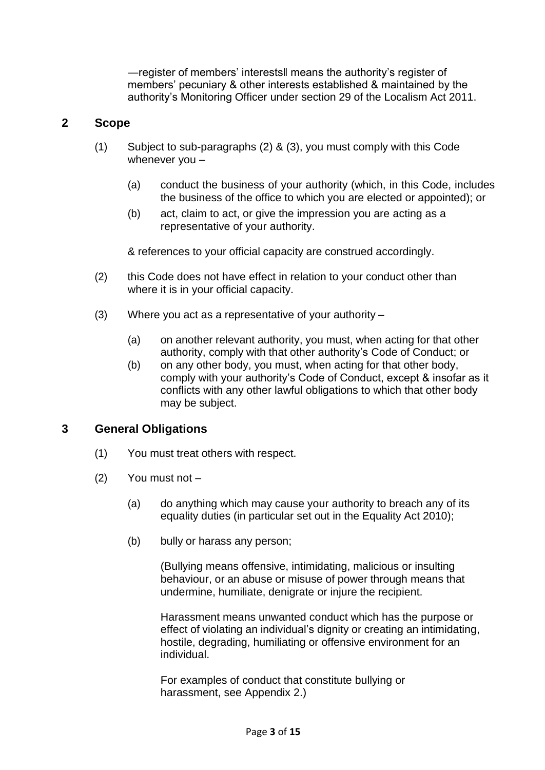―register of members' interests‖ means the authority's register of members' pecuniary & other interests established & maintained by the authority's Monitoring Officer under section 29 of the Localism Act 2011.

## 2 Scope

(1) Subject to sub-paragraphs (2) & (3), you must comply with this Code whenever you –

  (a) conduct the business of your authority (which, in this Code, includes the business of the office to which you are elected or appointed); or

  (b) act, claim to act, or give the impression you are acting as a representative of your authority.

  & references to your official capacity are construed accordingly.

(2) this Code does not have effect in relation to your conduct other than where it is in your official capacity.

(3) Where you act as a representative of your authority –

  (a) on another relevant authority, you must, when acting for that other authority, comply with that other authority's Code of Conduct; or

  (b) on any other body, you must, when acting for that other body, comply with your authority's Code of Conduct, except & insofar as it conflicts with any other lawful obligations to which that other body may be subject.

## 3 General Obligations

(1) You must treat others with respect.

(2) You must not –

  (a) do anything which may cause your authority to breach any of its equality duties (in particular set out in the Equality Act 2010);

  (b) bully or harass any person;

  (Bullying means offensive, intimidating, malicious or insulting behaviour, or an abuse or misuse of power through means that undermine, humiliate, denigrate or injure the recipient.

  Harassment means unwanted conduct which has the purpose or effect of violating an individual's dignity or creating an intimidating, hostile, degrading, humiliating or offensive environment for an individual.

  For examples of conduct that constitute bullying or harassment, see Appendix 2.)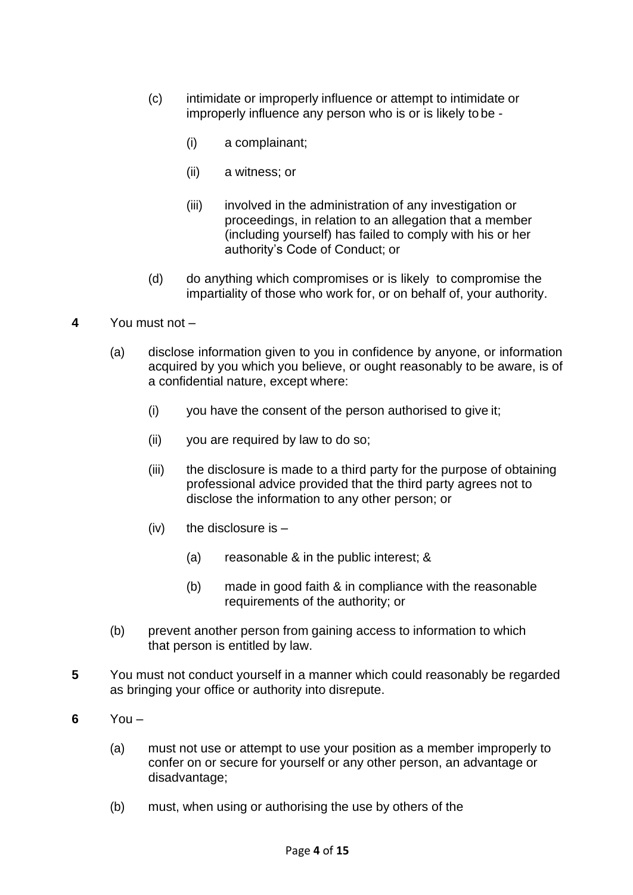(c) intimidate or improperly influence or attempt to intimidate or improperly influence any person who is or is likely to be -

    (i) a complainant;

    (ii) a witness; or

    (iii) involved in the administration of any investigation or proceedings, in relation to an allegation that a member (including yourself) has failed to comply with his or her authority's Code of Conduct; or

(d) do anything which compromises or is likely to compromise the impartiality of those who work for, or on behalf of, your authority.

**4** You must not –

(a) disclose information given to you in confidence by anyone, or information acquired by you which you believe, or ought reasonably to be aware, is of a confidential nature, except where:

    (i) you have the consent of the person authorised to give it;

    (ii) you are required by law to do so;

    (iii) the disclosure is made to a third party for the purpose of obtaining professional advice provided that the third party agrees not to disclose the information to any other person; or

    (iv) the disclosure is –

        (a) reasonable & in the public interest; &

        (b) made in good faith & in compliance with the reasonable requirements of the authority; or

(b) prevent another person from gaining access to information to which that person is entitled by law.

**5** You must not conduct yourself in a manner which could reasonably be regarded as bringing your office or authority into disrepute.

**6** You –

(a) must not use or attempt to use your position as a member improperly to confer on or secure for yourself or any other person, an advantage or disadvantage;

(b) must, when using or authorising the use by others of the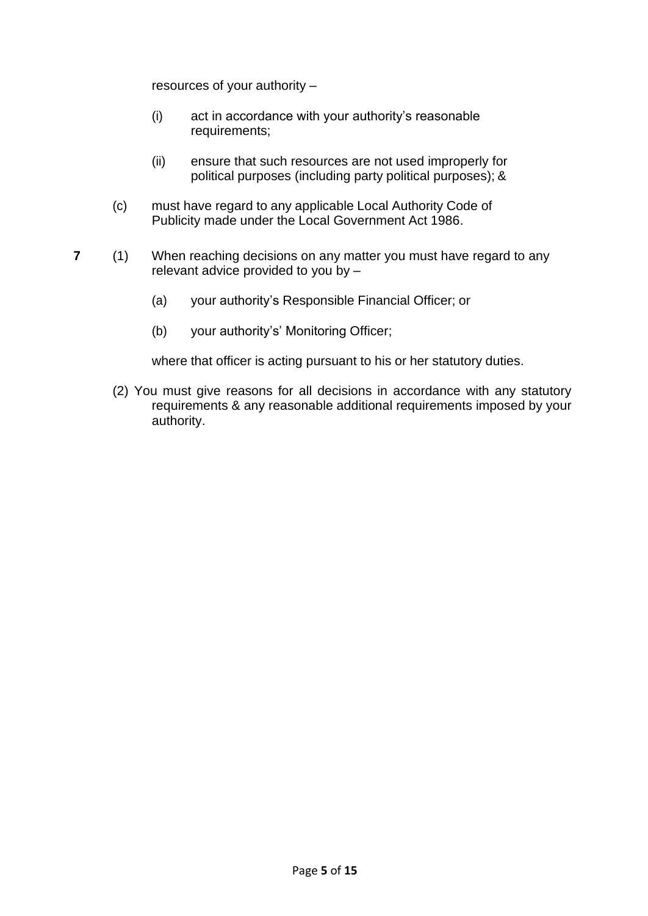resources of your authority –

(i) act in accordance with your authority's reasonable requirements;

(ii) ensure that such resources are not used improperly for political purposes (including party political purposes); &

(c) must have regard to any applicable Local Authority Code of Publicity made under the Local Government Act 1986.

**7** (1) When reaching decisions on any matter you must have regard to any relevant advice provided to you by –

(a) your authority's Responsible Financial Officer; or

(b) your authority's' Monitoring Officer;

where that officer is acting pursuant to his or her statutory duties.

(2) You must give reasons for all decisions in accordance with any statutory requirements & any reasonable additional requirements imposed by your authority.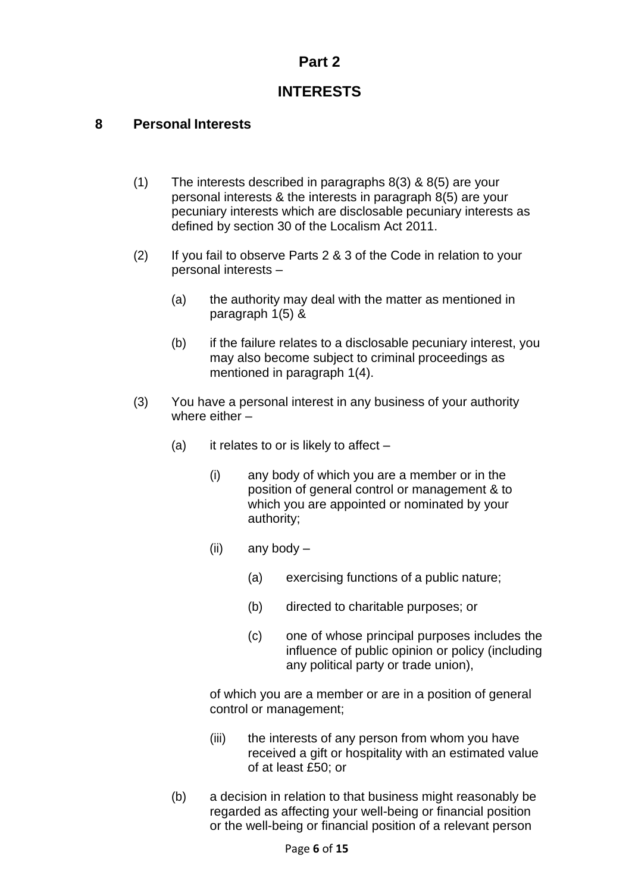# Part 2

# INTERESTS

## 8 Personal Interests

(1) The interests described in paragraphs 8(3) & 8(5) are your personal interests & the interests in paragraph 8(5) are your pecuniary interests which are disclosable pecuniary interests as defined by section 30 of the Localism Act 2011.

(2) If you fail to observe Parts 2 & 3 of the Code in relation to your personal interests –

- (a) the authority may deal with the matter as mentioned in paragraph 1(5) &
- (b) if the failure relates to a disclosable pecuniary interest, you may also become subject to criminal proceedings as mentioned in paragraph 1(4).

(3) You have a personal interest in any business of your authority where either –

- (a) it relates to or is likely to affect –
  - (i) any body of which you are a member or in the position of general control or management & to which you are appointed or nominated by your authority;
  - (ii) any body –
    - (a) exercising functions of a public nature;
    - (b) directed to charitable purposes; or
    - (c) one of whose principal purposes includes the influence of public opinion or policy (including any political party or trade union),

    of which you are a member or are in a position of general control or management;
  - (iii) the interests of any person from whom you have received a gift or hospitality with an estimated value of at least £50; or
- (b) a decision in relation to that business might reasonably be regarded as affecting your well-being or financial position or the well-being or financial position of a relevant person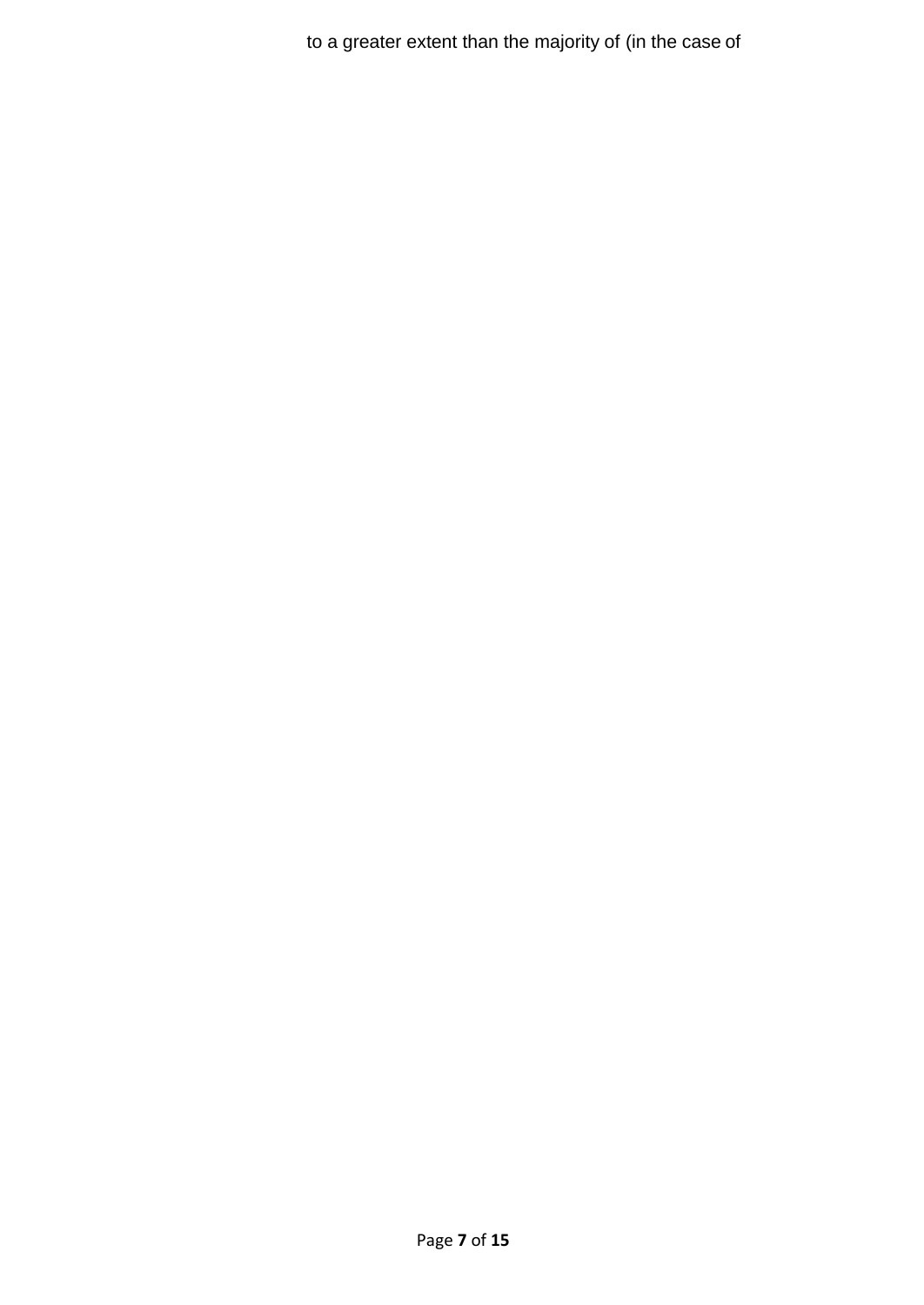to a greater extent than the majority of (in the case of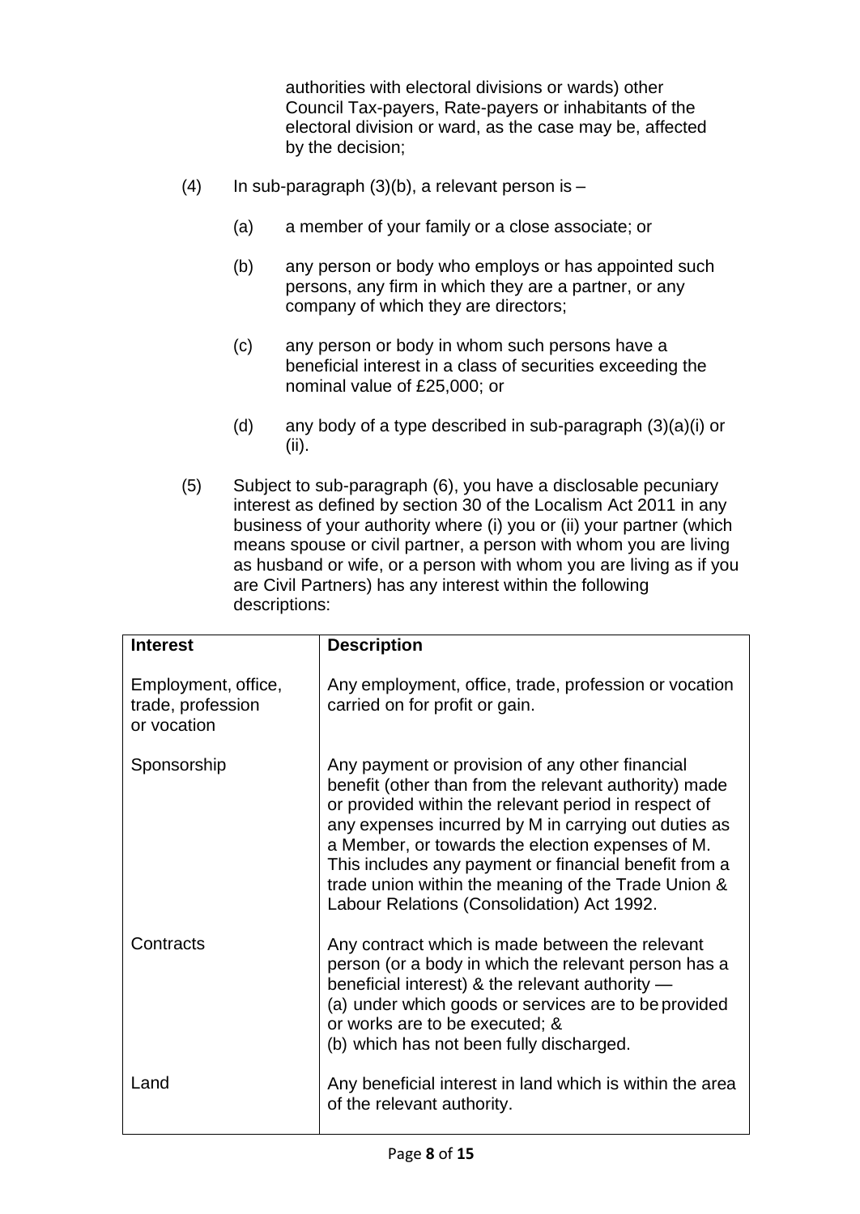authorities with electoral divisions or wards) other Council Tax-payers, Rate-payers or inhabitants of the electoral division or ward, as the case may be, affected by the decision;

(4) In sub-paragraph (3)(b), a relevant person is –

(a) a member of your family or a close associate; or

(b) any person or body who employs or has appointed such persons, any firm in which they are a partner, or any company of which they are directors;

(c) any person or body in whom such persons have a beneficial interest in a class of securities exceeding the nominal value of £25,000; or

(d) any body of a type described in sub-paragraph (3)(a)(i) or (ii).

(5) Subject to sub-paragraph (6), you have a disclosable pecuniary interest as defined by section 30 of the Localism Act 2011 in any business of your authority where (i) you or (ii) your partner (which means spouse or civil partner, a person with whom you are living as husband or wife, or a person with whom you are living as if you are Civil Partners) has any interest within the following descriptions:

| **Interest** | **Description** |
|---|---|
| Employment, office, trade, profession or vocation | Any employment, office, trade, profession or vocation carried on for profit or gain. |
| Sponsorship | Any payment or provision of any other financial benefit (other than from the relevant authority) made or provided within the relevant period in respect of any expenses incurred by M in carrying out duties as a Member, or towards the election expenses of M. This includes any payment or financial benefit from a trade union within the meaning of the Trade Union & Labour Relations (Consolidation) Act 1992. |
| Contracts | Any contract which is made between the relevant person (or a body in which the relevant person has a beneficial interest) & the relevant authority — (a) under which goods or services are to be provided or works are to be executed; & (b) which has not been fully discharged. |
| Land | Any beneficial interest in land which is within the area of the relevant authority. |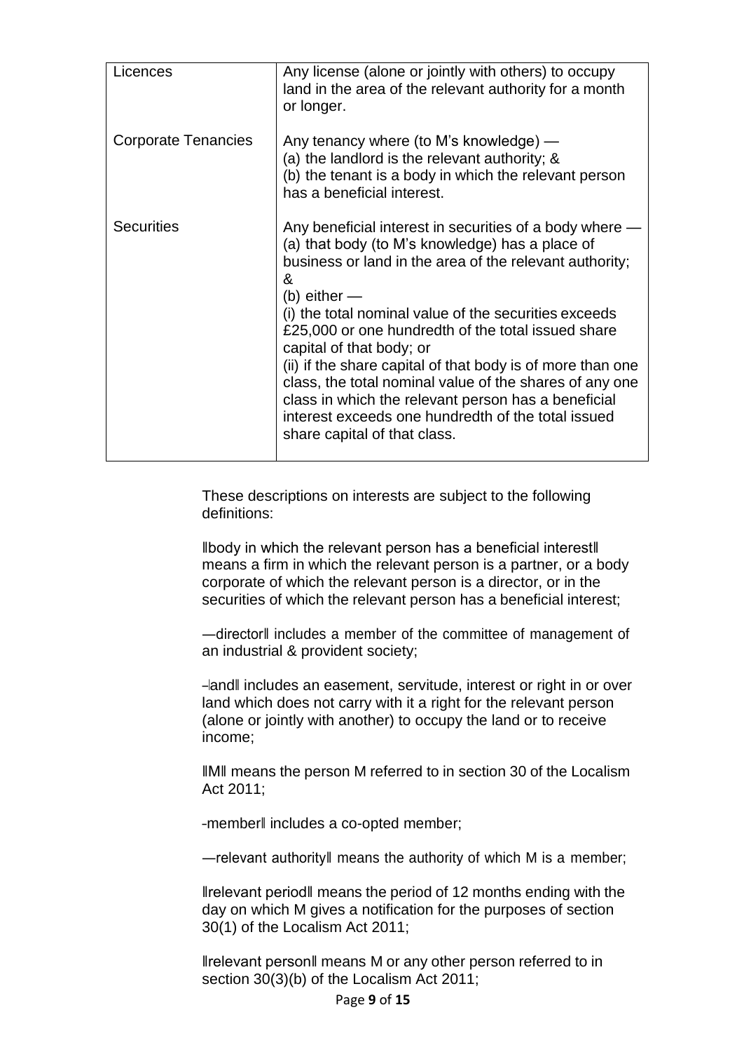| Licences | Any license (alone or jointly with others) to occupy land in the area of the relevant authority for a month or longer. |
|---|---|
| Corporate Tenancies | Any tenancy where (to M's knowledge) —<br>(a) the landlord is the relevant authority; &<br>(b) the tenant is a body in which the relevant person has a beneficial interest. |
| Securities | Any beneficial interest in securities of a body where —<br>(a) that body (to M's knowledge) has a place of business or land in the area of the relevant authority; &<br>(b) either —<br>(i) the total nominal value of the securities exceeds £25,000 or one hundredth of the total issued share capital of that body; or<br>(ii) if the share capital of that body is of more than one class, the total nominal value of the shares of any one class in which the relevant person has a beneficial interest exceeds one hundredth of the total issued share capital of that class. |

These descriptions on interests are subject to the following definitions:

‖body in which the relevant person has a beneficial interest‖ means a firm in which the relevant person is a partner, or a body corporate of which the relevant person is a director, or in the securities of which the relevant person has a beneficial interest;

―director‖ includes a member of the committee of management of an industrial & provident society;

–land‖ includes an easement, servitude, interest or right in or over land which does not carry with it a right for the relevant person (alone or jointly with another) to occupy the land or to receive income;

‖M‖ means the person M referred to in section 30 of the Localism Act 2011;

-member‖ includes a co-opted member;

―relevant authority‖ means the authority of which M is a member;

‖relevant period‖ means the period of 12 months ending with the day on which M gives a notification for the purposes of section 30(1) of the Localism Act 2011;

‖relevant person‖ means M or any other person referred to in section 30(3)(b) of the Localism Act 2011;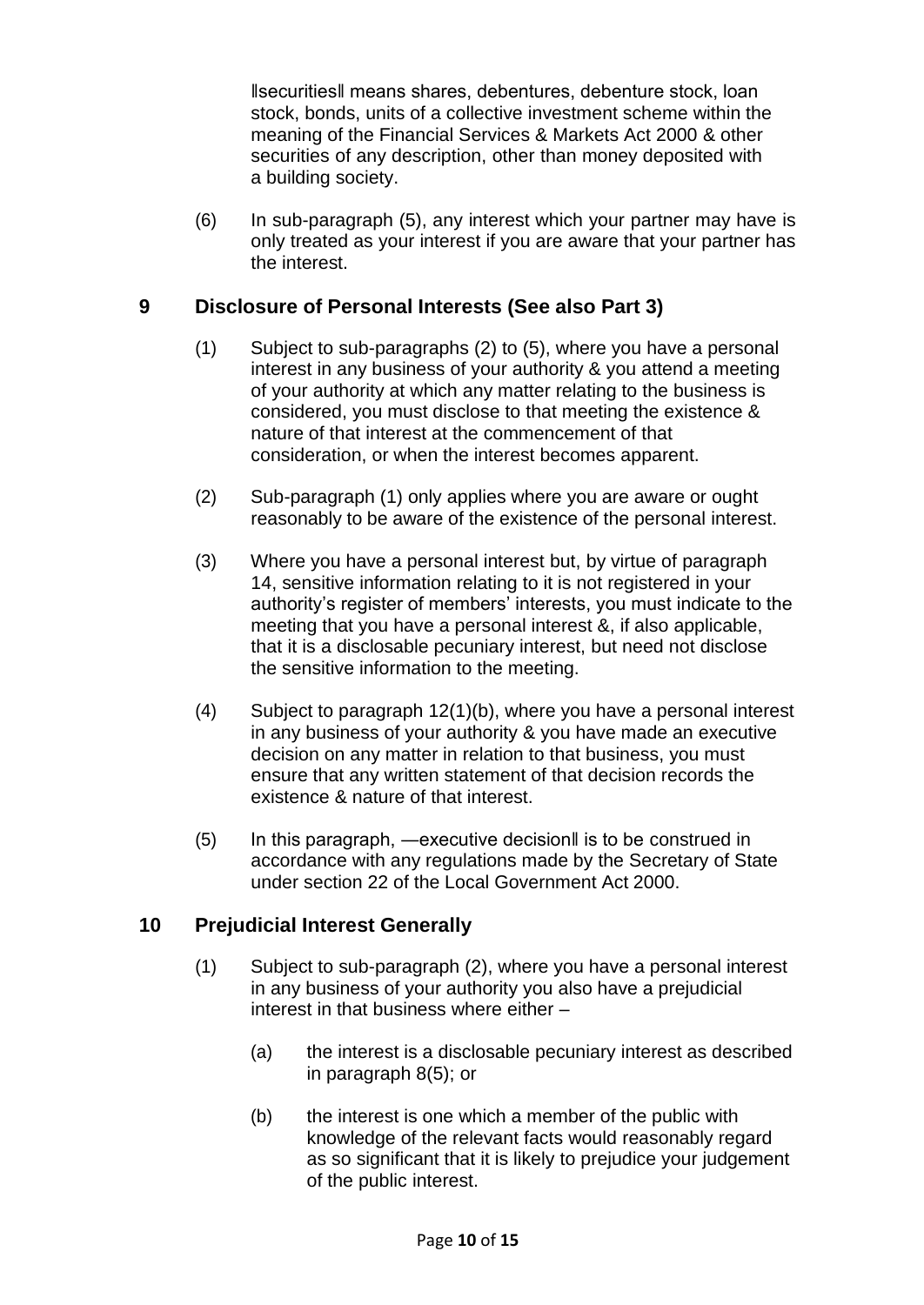‖securities‖ means shares, debentures, debenture stock, loan stock, bonds, units of a collective investment scheme within the meaning of the Financial Services & Markets Act 2000 & other securities of any description, other than money deposited with a building society.

(6) In sub-paragraph (5), any interest which your partner may have is only treated as your interest if you are aware that your partner has the interest.

## 9 Disclosure of Personal Interests (See also Part 3)

(1) Subject to sub-paragraphs (2) to (5), where you have a personal interest in any business of your authority & you attend a meeting of your authority at which any matter relating to the business is considered, you must disclose to that meeting the existence & nature of that interest at the commencement of that consideration, or when the interest becomes apparent.

(2) Sub-paragraph (1) only applies where you are aware or ought reasonably to be aware of the existence of the personal interest.

(3) Where you have a personal interest but, by virtue of paragraph 14, sensitive information relating to it is not registered in your authority's register of members' interests, you must indicate to the meeting that you have a personal interest &, if also applicable, that it is a disclosable pecuniary interest, but need not disclose the sensitive information to the meeting.

(4) Subject to paragraph 12(1)(b), where you have a personal interest in any business of your authority & you have made an executive decision on any matter in relation to that business, you must ensure that any written statement of that decision records the existence & nature of that interest.

(5) In this paragraph, ―executive decision‖ is to be construed in accordance with any regulations made by the Secretary of State under section 22 of the Local Government Act 2000.

## 10 Prejudicial Interest Generally

(1) Subject to sub-paragraph (2), where you have a personal interest in any business of your authority you also have a prejudicial interest in that business where either –

(a) the interest is a disclosable pecuniary interest as described in paragraph 8(5); or

(b) the interest is one which a member of the public with knowledge of the relevant facts would reasonably regard as so significant that it is likely to prejudice your judgement of the public interest.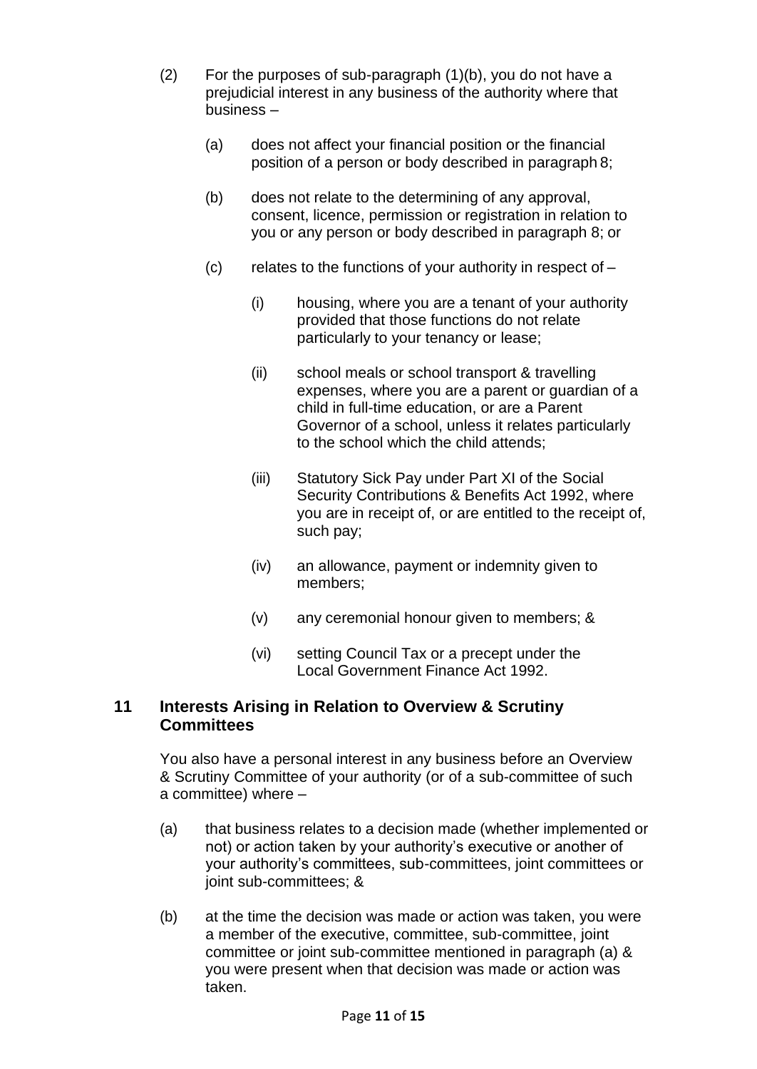(2) For the purposes of sub-paragraph (1)(b), you do not have a prejudicial interest in any business of the authority where that business –

(a) does not affect your financial position or the financial position of a person or body described in paragraph 8;

(b) does not relate to the determining of any approval, consent, licence, permission or registration in relation to you or any person or body described in paragraph 8; or

(c) relates to the functions of your authority in respect of –

(i) housing, where you are a tenant of your authority provided that those functions do not relate particularly to your tenancy or lease;

(ii) school meals or school transport & travelling expenses, where you are a parent or guardian of a child in full-time education, or are a Parent Governor of a school, unless it relates particularly to the school which the child attends;

(iii) Statutory Sick Pay under Part XI of the Social Security Contributions & Benefits Act 1992, where you are in receipt of, or are entitled to the receipt of, such pay;

(iv) an allowance, payment or indemnity given to members;

(v) any ceremonial honour given to members; &

(vi) setting Council Tax or a precept under the Local Government Finance Act 1992.

## 11 Interests Arising in Relation to Overview & Scrutiny Committees

You also have a personal interest in any business before an Overview & Scrutiny Committee of your authority (or of a sub-committee of such a committee) where –

(a) that business relates to a decision made (whether implemented or not) or action taken by your authority's executive or another of your authority's committees, sub-committees, joint committees or joint sub-committees; &

(b) at the time the decision was made or action was taken, you were a member of the executive, committee, sub-committee, joint committee or joint sub-committee mentioned in paragraph (a) & you were present when that decision was made or action was taken.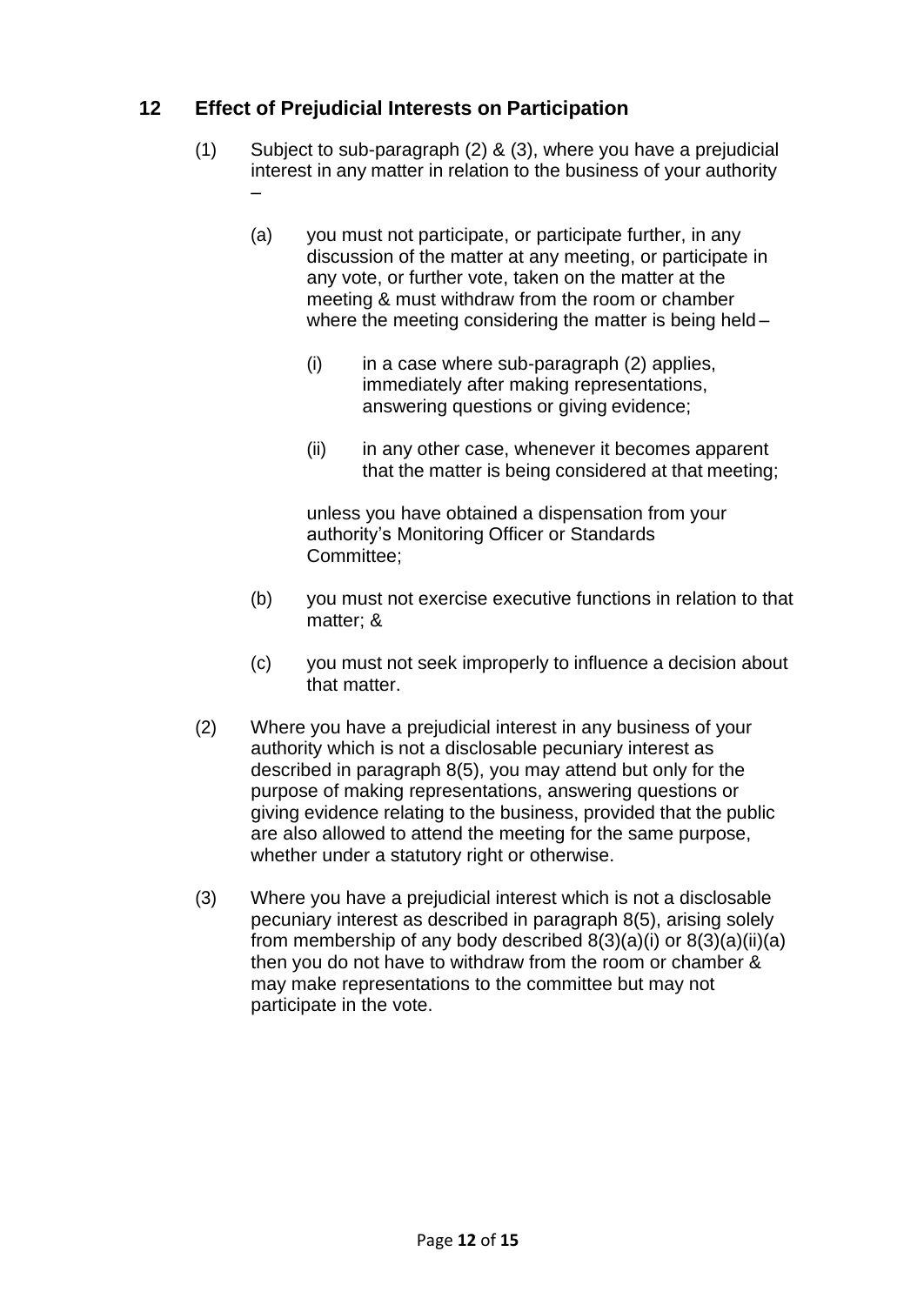## 12 Effect of Prejudicial Interests on Participation

(1) Subject to sub-paragraph (2) & (3), where you have a prejudicial interest in any matter in relation to the business of your authority –

(a) you must not participate, or participate further, in any discussion of the matter at any meeting, or participate in any vote, or further vote, taken on the matter at the meeting & must withdraw from the room or chamber where the meeting considering the matter is being held –

(i) in a case where sub-paragraph (2) applies, immediately after making representations, answering questions or giving evidence;

(ii) in any other case, whenever it becomes apparent that the matter is being considered at that meeting;

unless you have obtained a dispensation from your authority's Monitoring Officer or Standards Committee;

(b) you must not exercise executive functions in relation to that matter; &

(c) you must not seek improperly to influence a decision about that matter.

(2) Where you have a prejudicial interest in any business of your authority which is not a disclosable pecuniary interest as described in paragraph 8(5), you may attend but only for the purpose of making representations, answering questions or giving evidence relating to the business, provided that the public are also allowed to attend the meeting for the same purpose, whether under a statutory right or otherwise.

(3) Where you have a prejudicial interest which is not a disclosable pecuniary interest as described in paragraph 8(5), arising solely from membership of any body described 8(3)(a)(i) or 8(3)(a)(ii)(a) then you do not have to withdraw from the room or chamber & may make representations to the committee but may not participate in the vote.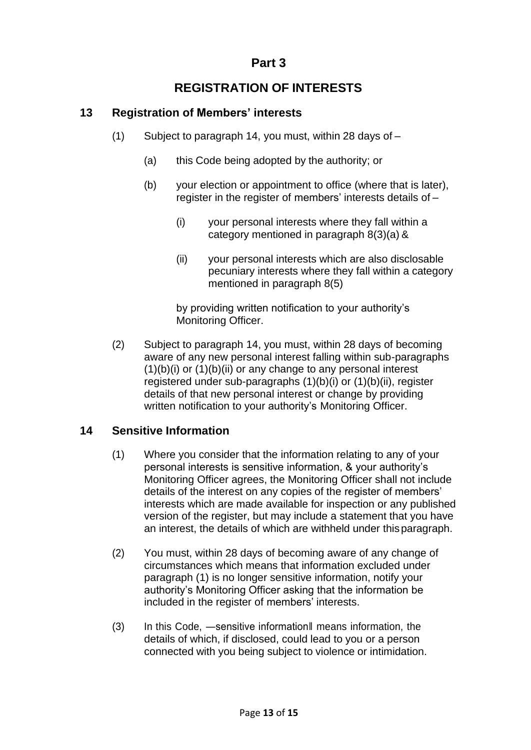# Part 3

# REGISTRATION OF INTERESTS

## 13 Registration of Members' interests

(1) Subject to paragraph 14, you must, within 28 days of –

(a) this Code being adopted by the authority; or

(b) your election or appointment to office (where that is later), register in the register of members' interests details of –

(i) your personal interests where they fall within a category mentioned in paragraph 8(3)(a) &

(ii) your personal interests which are also disclosable pecuniary interests where they fall within a category mentioned in paragraph 8(5)

by providing written notification to your authority's Monitoring Officer.

(2) Subject to paragraph 14, you must, within 28 days of becoming aware of any new personal interest falling within sub-paragraphs (1)(b)(i) or (1)(b)(ii) or any change to any personal interest registered under sub-paragraphs (1)(b)(i) or (1)(b)(ii), register details of that new personal interest or change by providing written notification to your authority's Monitoring Officer.

## 14 Sensitive Information

(1) Where you consider that the information relating to any of your personal interests is sensitive information, & your authority's Monitoring Officer agrees, the Monitoring Officer shall not include details of the interest on any copies of the register of members' interests which are made available for inspection or any published version of the register, but may include a statement that you have an interest, the details of which are withheld under this paragraph.

(2) You must, within 28 days of becoming aware of any change of circumstances which means that information excluded under paragraph (1) is no longer sensitive information, notify your authority's Monitoring Officer asking that the information be included in the register of members' interests.

(3) In this Code, ―sensitive information‖ means information, the details of which, if disclosed, could lead to you or a person connected with you being subject to violence or intimidation.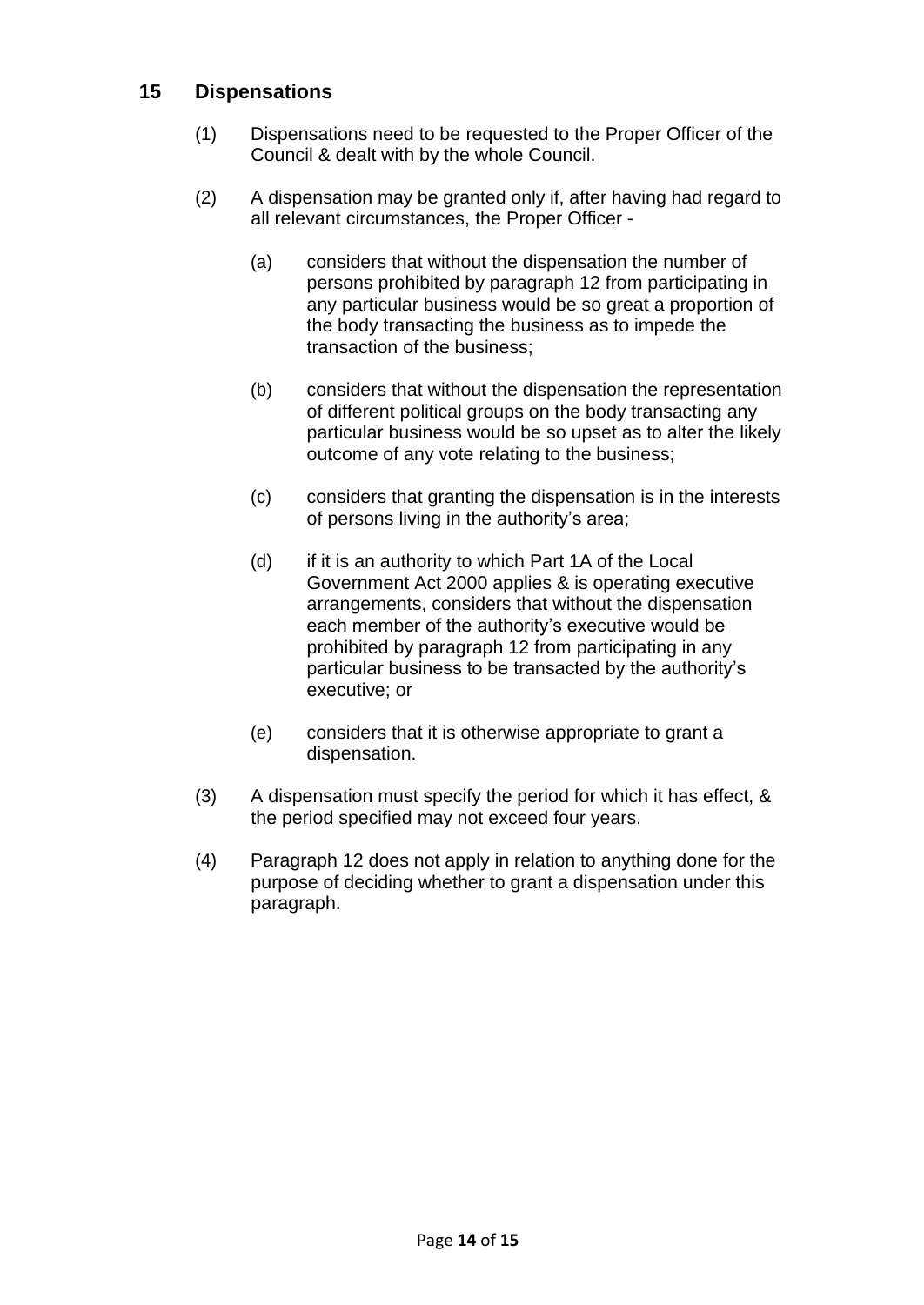## 15 Dispensations

(1) Dispensations need to be requested to the Proper Officer of the Council & dealt with by the whole Council.

(2) A dispensation may be granted only if, after having had regard to all relevant circumstances, the Proper Officer -

   (a) considers that without the dispensation the number of persons prohibited by paragraph 12 from participating in any particular business would be so great a proportion of the body transacting the business as to impede the transaction of the business;

   (b) considers that without the dispensation the representation of different political groups on the body transacting any particular business would be so upset as to alter the likely outcome of any vote relating to the business;

   (c) considers that granting the dispensation is in the interests of persons living in the authority's area;

   (d) if it is an authority to which Part 1A of the Local Government Act 2000 applies & is operating executive arrangements, considers that without the dispensation each member of the authority's executive would be prohibited by paragraph 12 from participating in any particular business to be transacted by the authority's executive; or

   (e) considers that it is otherwise appropriate to grant a dispensation.

(3) A dispensation must specify the period for which it has effect, & the period specified may not exceed four years.

(4) Paragraph 12 does not apply in relation to anything done for the purpose of deciding whether to grant a dispensation under this paragraph.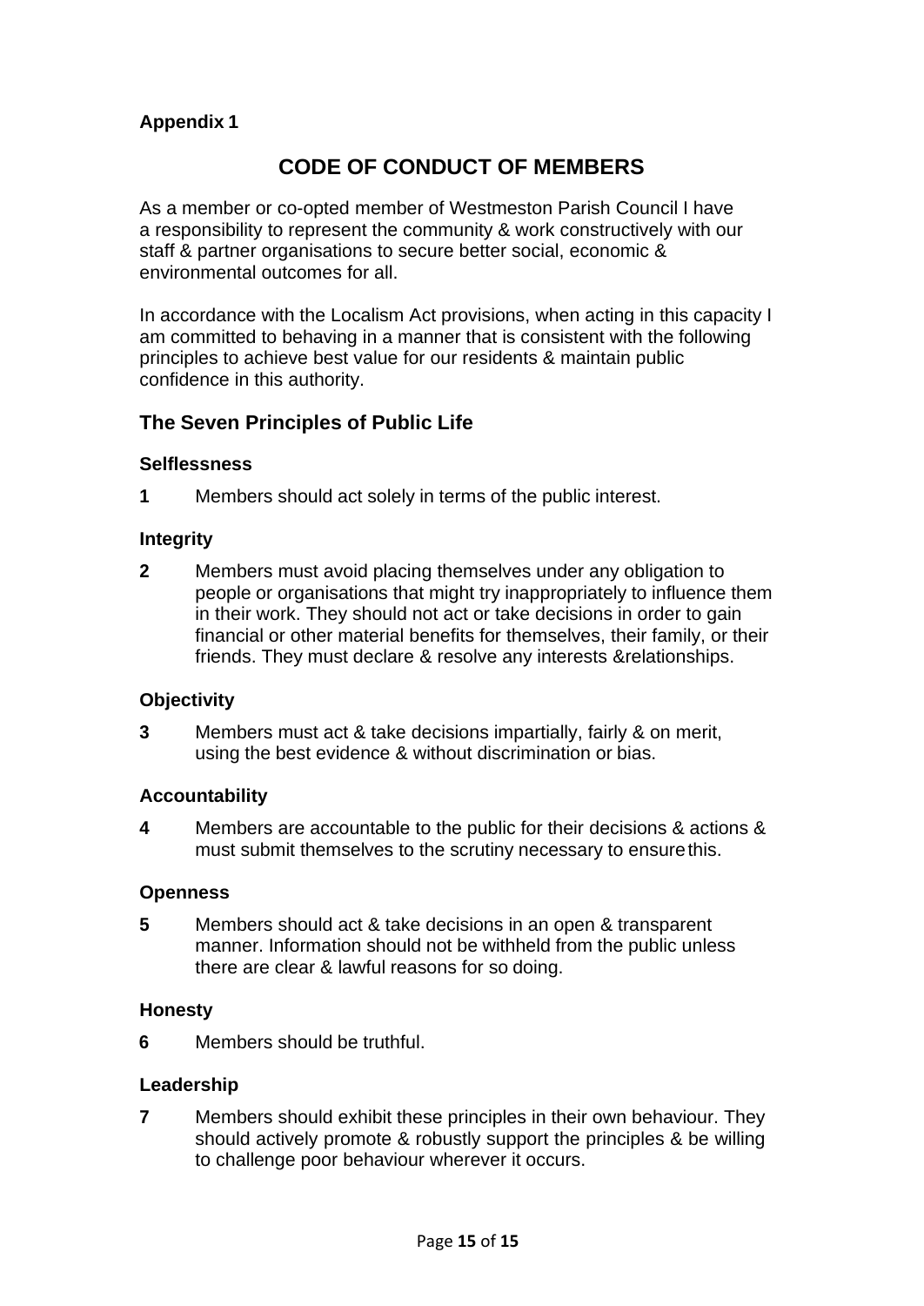**Appendix 1**

# CODE OF CONDUCT OF MEMBERS

As a member or co-opted member of Westmeston Parish Council I have a responsibility to represent the community & work constructively with our staff & partner organisations to secure better social, economic & environmental outcomes for all.

In accordance with the Localism Act provisions, when acting in this capacity I am committed to behaving in a manner that is consistent with the following principles to achieve best value for our residents & maintain public confidence in this authority.

## The Seven Principles of Public Life

### Selflessness

**1** Members should act solely in terms of the public interest.

### Integrity

**2** Members must avoid placing themselves under any obligation to people or organisations that might try inappropriately to influence them in their work. They should not act or take decisions in order to gain financial or other material benefits for themselves, their family, or their friends. They must declare & resolve any interests &relationships.

### Objectivity

**3** Members must act & take decisions impartially, fairly & on merit, using the best evidence & without discrimination or bias.

### Accountability

**4** Members are accountable to the public for their decisions & actions & must submit themselves to the scrutiny necessary to ensure this.

### Openness

**5** Members should act & take decisions in an open & transparent manner. Information should not be withheld from the public unless there are clear & lawful reasons for so doing.

### Honesty

**6** Members should be truthful.

### Leadership

**7** Members should exhibit these principles in their own behaviour. They should actively promote & robustly support the principles & be willing to challenge poor behaviour wherever it occurs.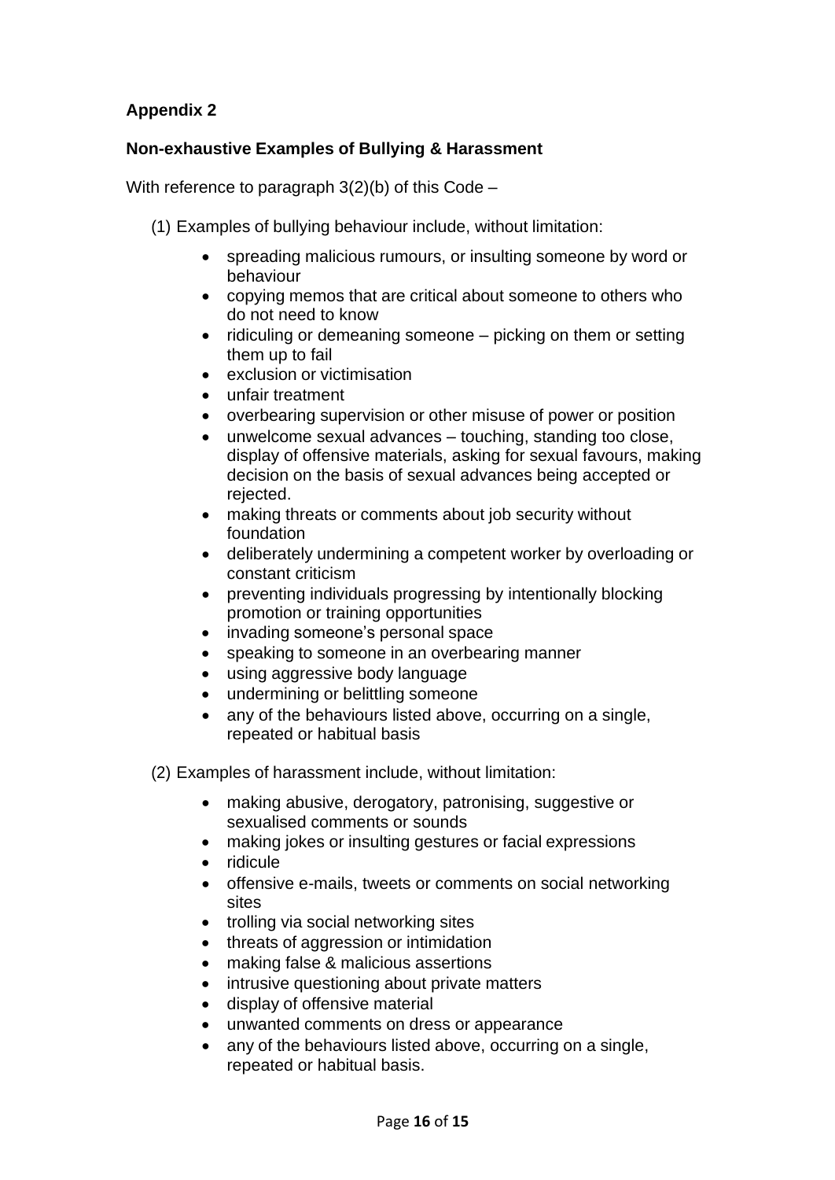**Appendix 2**

**Non-exhaustive Examples of Bullying & Harassment**

With reference to paragraph 3(2)(b) of this Code –

(1) Examples of bullying behaviour include, without limitation:

- spreading malicious rumours, or insulting someone by word or behaviour
- copying memos that are critical about someone to others who do not need to know
- ridiculing or demeaning someone – picking on them or setting them up to fail
- exclusion or victimisation
- unfair treatment
- overbearing supervision or other misuse of power or position
- unwelcome sexual advances – touching, standing too close, display of offensive materials, asking for sexual favours, making decision on the basis of sexual advances being accepted or rejected.
- making threats or comments about job security without foundation
- deliberately undermining a competent worker by overloading or constant criticism
- preventing individuals progressing by intentionally blocking promotion or training opportunities
- invading someone's personal space
- speaking to someone in an overbearing manner
- using aggressive body language
- undermining or belittling someone
- any of the behaviours listed above, occurring on a single, repeated or habitual basis

(2) Examples of harassment include, without limitation:

- making abusive, derogatory, patronising, suggestive or sexualised comments or sounds
- making jokes or insulting gestures or facial expressions
- ridicule
- offensive e-mails, tweets or comments on social networking sites
- trolling via social networking sites
- threats of aggression or intimidation
- making false & malicious assertions
- intrusive questioning about private matters
- display of offensive material
- unwanted comments on dress or appearance
- any of the behaviours listed above, occurring on a single, repeated or habitual basis.